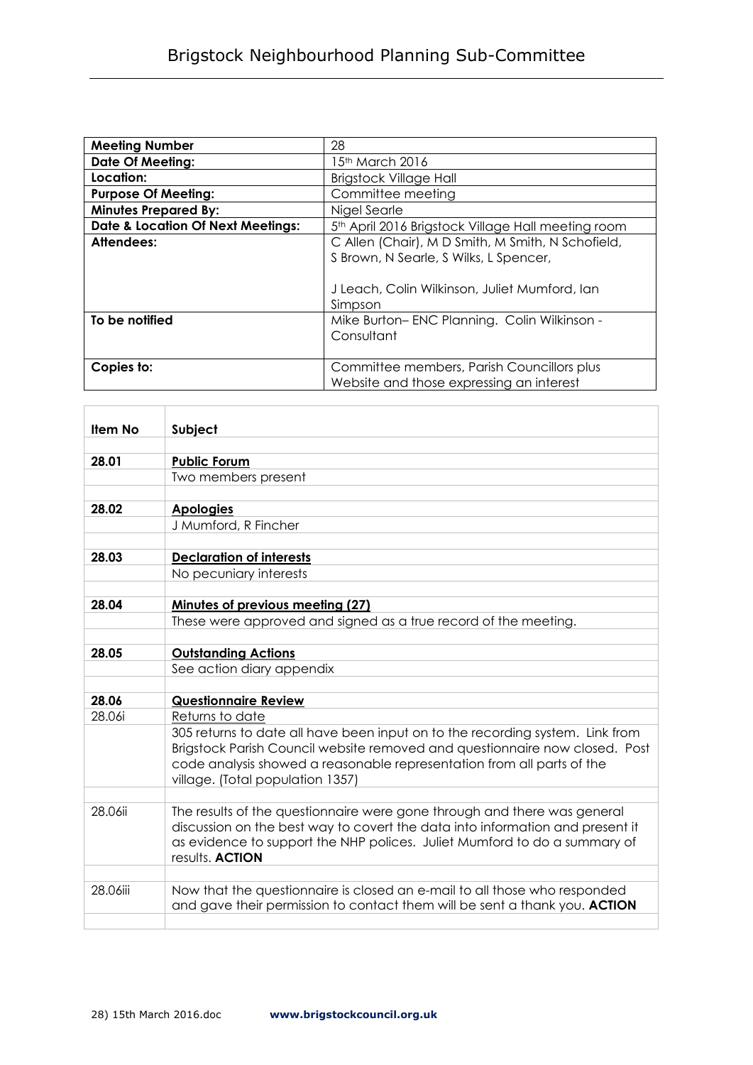# Brigstock Neighbourhood Planning Sub-Committee

| Meeting Number | 28 |
|---|---|
| **Date Of Meeting:** | 15th March 2016 |
| **Location:** | Brigstock Village Hall |
| **Purpose Of Meeting:** | Committee meeting |
| **Minutes Prepared By:** | Nigel Searle |
| **Date & Location Of Next Meetings:** | 5th April 2016 Brigstock Village Hall meeting room |
| **Attendees:** | C Allen (Chair), M D Smith, M Smith, N Schofield, S Brown, N Searle, S Wilks, L Spencer,<br><br>J Leach, Colin Wilkinson, Juliet Mumford, Ian Simpson |
| **To be notified** | Mike Burton– ENC Planning. Colin Wilkinson - Consultant |
| **Copies to:** | Committee members, Parish Councillors plus Website and those expressing an interest |

| Item No | Subject |
|---|---|
| | |
| **28.01** | **Public Forum** |
| | Two members present |
| | |
| **28.02** | **Apologies** |
| | J Mumford, R Fincher |
| | |
| **28.03** | **Declaration of interests** |
| | No pecuniary interests |
| | |
| **28.04** | **Minutes of previous meeting (27)** |
| | These were approved and signed as a true record of the meeting. |
| | |
| **28.05** | **Outstanding Actions** |
| | See action diary appendix |
| | |
| **28.06** | **Questionnaire Review** |
| 28.06i | Returns to date |
| | 305 returns to date all have been input on to the recording system. Link from Brigstock Parish Council website removed and questionnaire now closed. Post code analysis showed a reasonable representation from all parts of the village. (Total population 1357) |
| | |
| 28.06ii | The results of the questionnaire were gone through and there was general discussion on the best way to covert the data into information and present it as evidence to support the NHP polices. Juliet Mumford to do a summary of results. **ACTION** |
| | |
| 28.06iii | Now that the questionnaire is closed an e-mail to all those who responded and gave their permission to contact them will be sent a thank you. **ACTION** |
| | |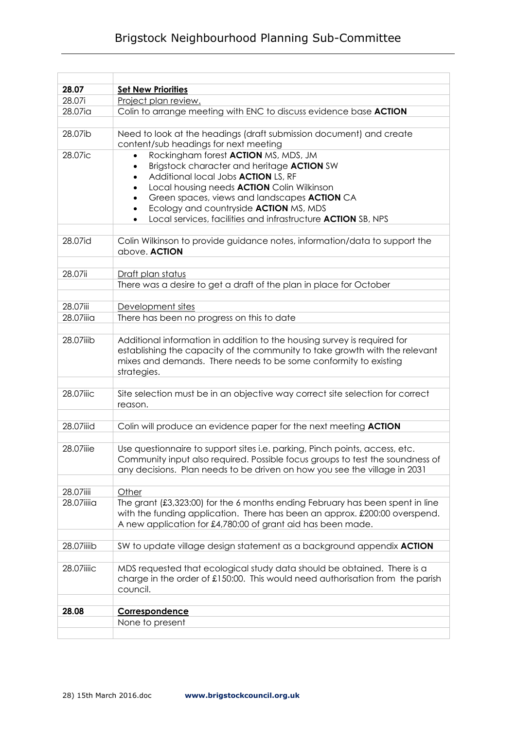| | |
|---|---|
| **28.07** | **Set New Priorities** |
| 28.07i | Project plan review. |
| 28.07ia | Colin to arrange meeting with ENC to discuss evidence base **ACTION** |
| | |
| 28.07ib | Need to look at the headings (draft submission document) and create content/sub headings for next meeting |
| 28.07ic | • Rockingham forest **ACTION** MS, MDS, JM<br>• Brigstock character and heritage **ACTION** SW<br>• Additional local Jobs **ACTION** LS, RF<br>• Local housing needs **ACTION** Colin Wilkinson<br>• Green spaces, views and landscapes **ACTION** CA<br>• Ecology and countryside **ACTION** MS, MDS<br>• Local services, facilities and infrastructure **ACTION** SB, NPS |
| | |
| 28.07id | Colin Wilkinson to provide guidance notes, information/data to support the above. **ACTION** |
| | |
| 28.07ii | Draft plan status |
| | There was a desire to get a draft of the plan in place for October |
| | |
| 28.07iii | Development sites |
| 28.07iiia | There has been no progress on this to date |
| | |
| 28.07iiib | Additional information in addition to the housing survey is required for establishing the capacity of the community to take growth with the relevant mixes and demands. There needs to be some conformity to existing strategies. |
| | |
| 28.07iiic | Site selection must be in an objective way correct site selection for correct reason. |
| | |
| 28.07iiid | Colin will produce an evidence paper for the next meeting **ACTION** |
| | |
| 28.07iiie | Use questionnaire to support sites i.e. parking, Pinch points, access, etc. Community input also required. Possible focus groups to test the soundness of any decisions. Plan needs to be driven on how you see the village in 2031 |
| | |
| 28.07iiii | Other |
| 28.07iiiia | The grant (£3,323:00) for the 6 months ending February has been spent in line with the funding application. There has been an approx. £200:00 overspend. A new application for £4,780:00 of grant aid has been made. |
| | |
| 28.07iiiib | SW to update village design statement as a background appendix **ACTION** |
| | |
| 28.07iiiic | MDS requested that ecological study data should be obtained. There is a charge in the order of £150:00. This would need authorisation from the parish council. |
| | |
| **28.08** | **Correspondence** |
| | None to present |
| | |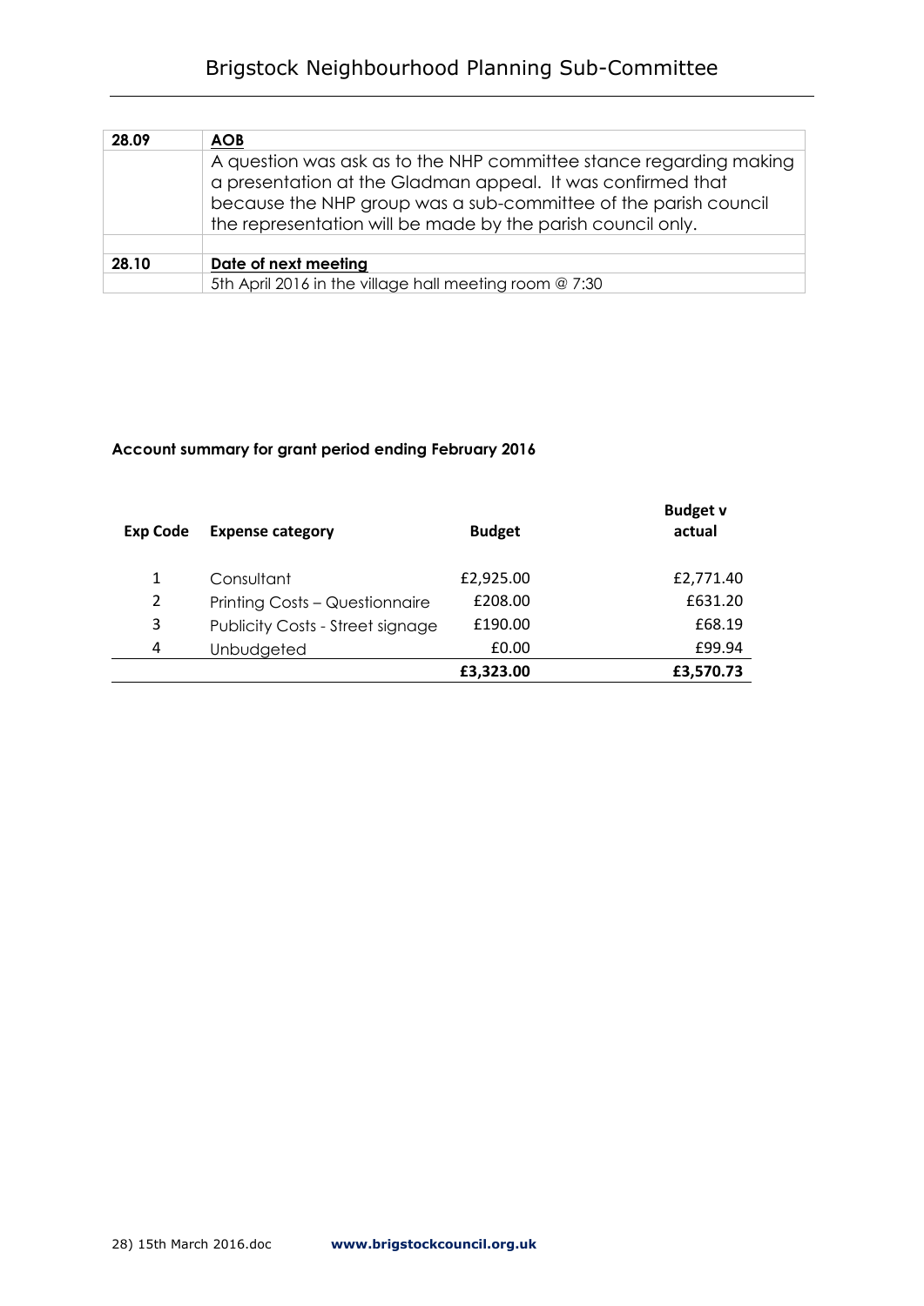| 28.09 | **AOB** |
|---|---|
| | A question was ask as to the NHP committee stance regarding making a presentation at the Gladman appeal. It was confirmed that because the NHP group was a sub-committee of the parish council the representation will be made by the parish council only. |
| | |
| **28.10** | **Date of next meeting** |
| | 5th April 2016 in the village hall meeting room @ 7:30 |

**Account summary for grant period ending February 2016**

| Exp Code | Expense category | Budget | Budget v actual |
|---|---|---|---|
| 1 | Consultant | £2,925.00 | £2,771.40 |
| 2 | Printing Costs – Questionnaire | £208.00 | £631.20 |
| 3 | Publicity Costs - Street signage | £190.00 | £68.19 |
| 4 | Unbudgeted | £0.00 | £99.94 |
| | | **£3,323.00** | **£3,570.73** |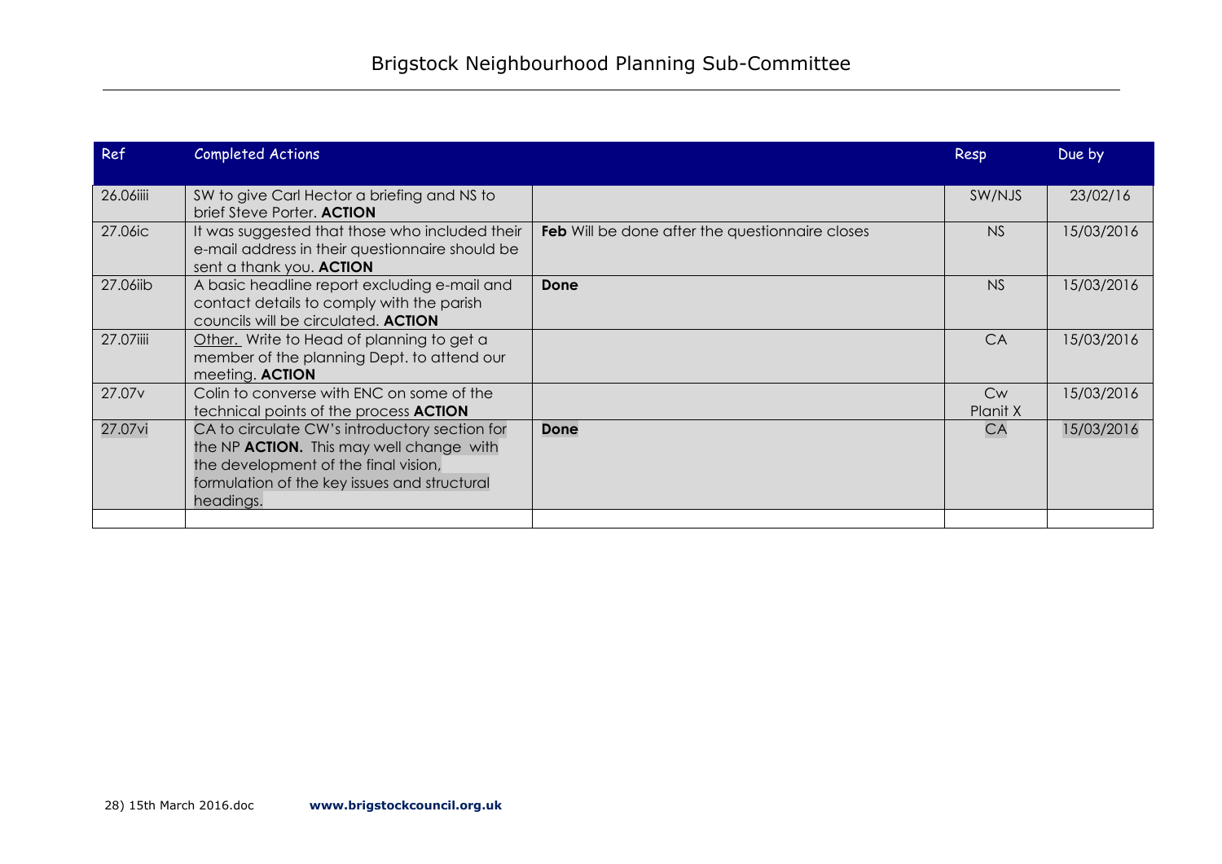| Ref | Completed Actions | | Resp | Due by |
|---|---|---|---|---|
| 26.06iiii | SW to give Carl Hector a briefing and NS to brief Steve Porter. **ACTION** | | SW/NJS | 23/02/16 |
| 27.06ic | It was suggested that those who included their e-mail address in their questionnaire should be sent a thank you. **ACTION** | **Feb** Will be done after the questionnaire closes | NS | 15/03/2016 |
| 27.06iib | A basic headline report excluding e-mail and contact details to comply with the parish councils will be circulated. **ACTION** | **Done** | NS | 15/03/2016 |
| 27.07iiii | Other. Write to Head of planning to get a member of the planning Dept. to attend our meeting. **ACTION** | | CA | 15/03/2016 |
| 27.07v | Colin to converse with ENC on some of the technical points of the process **ACTION** | | Cw Planit X | 15/03/2016 |
| 27.07vi | CA to circulate CW's introductory section for the NP **ACTION.** This may well change with the development of the final vision, formulation of the key issues and structural headings. | **Done** | CA | 15/03/2016 |
| | | | | |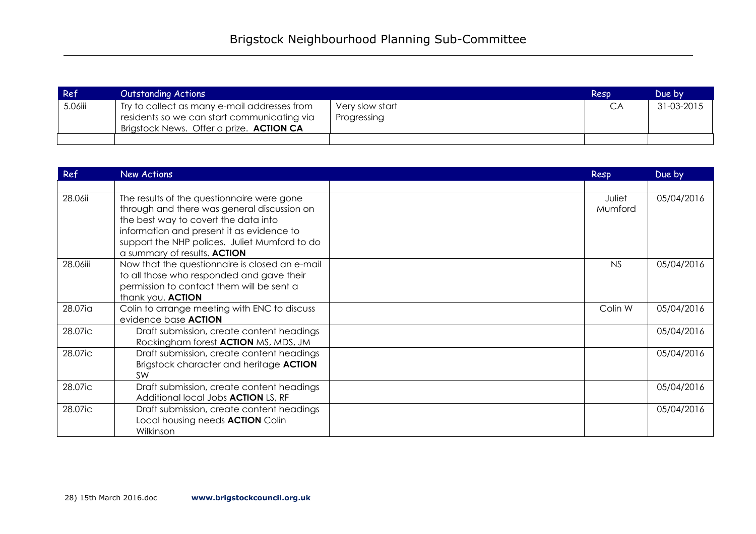# Brigstock Neighbourhood Planning Sub-Committee

| Ref | Outstanding Actions | | Resp | Due by |
|---|---|---|---|---|
| 5.06iii | Try to collect as many e-mail addresses from residents so we can start communicating via Brigstock News. Offer a prize. **ACTION CA** | Very slow start Progressing | CA | 31-03-2015 |
| | | | | |

| Ref | New Actions | | Resp | Due by |
|---|---|---|---|---|
| | | | | |
| 28.06ii | The results of the questionnaire were gone through and there was general discussion on the best way to covert the data into information and present it as evidence to support the NHP polices. Juliet Mumford to do a summary of results. **ACTION** | | Juliet Mumford | 05/04/2016 |
| 28.06iii | Now that the questionnaire is closed an e-mail to all those who responded and gave their permission to contact them will be sent a thank you. **ACTION** | | NS | 05/04/2016 |
| 28.07ia | Colin to arrange meeting with ENC to discuss evidence base **ACTION** | | Colin W | 05/04/2016 |
| 28.07ic | Draft submission, create content headings Rockingham forest **ACTION** MS, MDS, JM | | | 05/04/2016 |
| 28.07ic | Draft submission, create content headings Brigstock character and heritage **ACTION** SW | | | 05/04/2016 |
| 28.07ic | Draft submission, create content headings Additional local Jobs **ACTION** LS, RF | | | 05/04/2016 |
| 28.07ic | Draft submission, create content headings Local housing needs **ACTION** Colin Wilkinson | | | 05/04/2016 |

28) 15th March 2016.doc **www.brigstockcouncil.org.uk**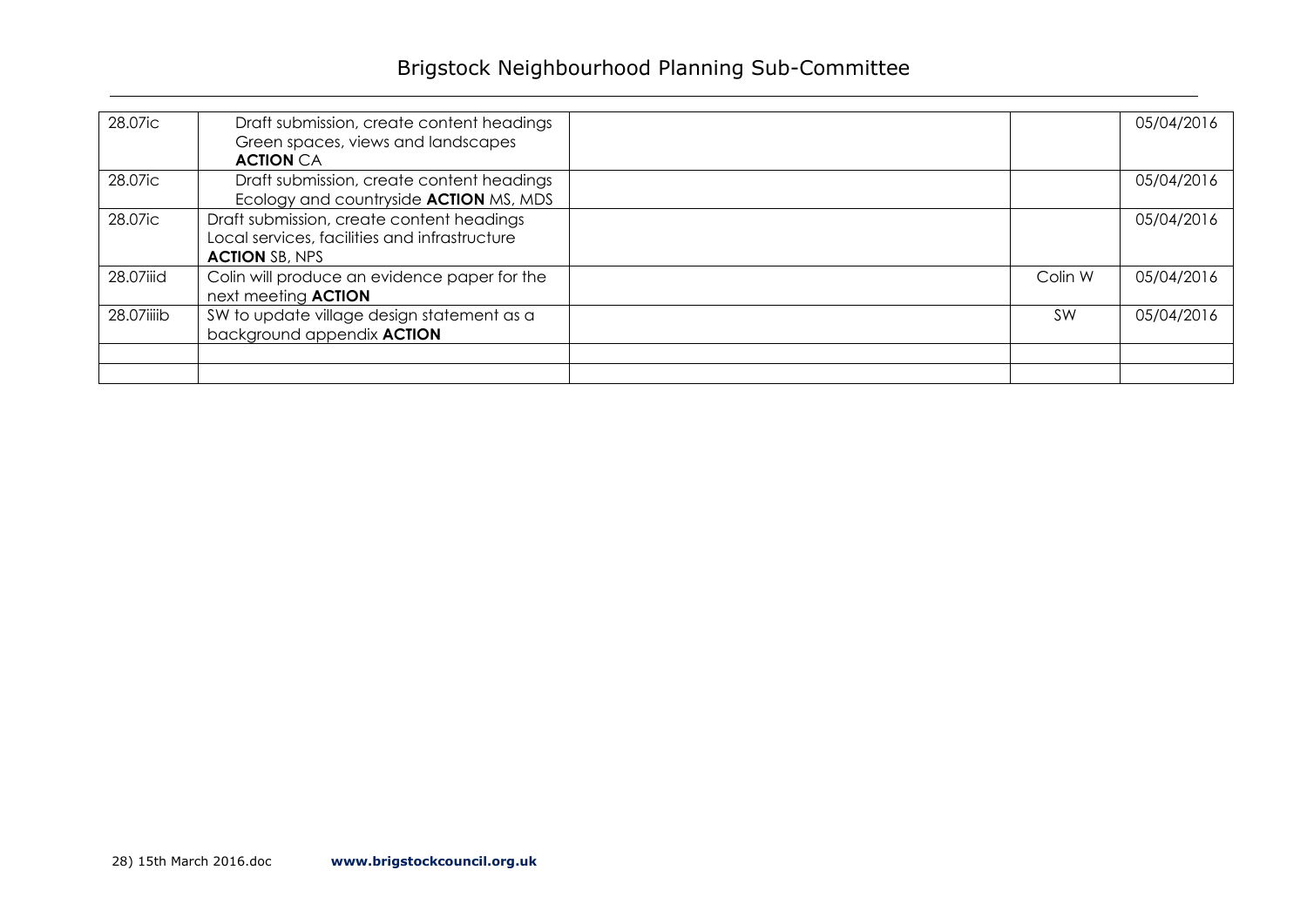| | | | | |
|---|---|---|---|---|
| 28.07ic | Draft submission, create content headings Green spaces, views and landscapes **ACTION** CA | | | 05/04/2016 |
| 28.07ic | Draft submission, create content headings Ecology and countryside **ACTION** MS, MDS | | | 05/04/2016 |
| 28.07ic | Draft submission, create content headings Local services, facilities and infrastructure **ACTION** SB, NPS | | | 05/04/2016 |
| 28.07iiid | Colin will produce an evidence paper for the next meeting **ACTION** | | Colin W | 05/04/2016 |
| 28.07iiiib | SW to update village design statement as a background appendix **ACTION** | | SW | 05/04/2016 |
| | | | | |
| | | | | |